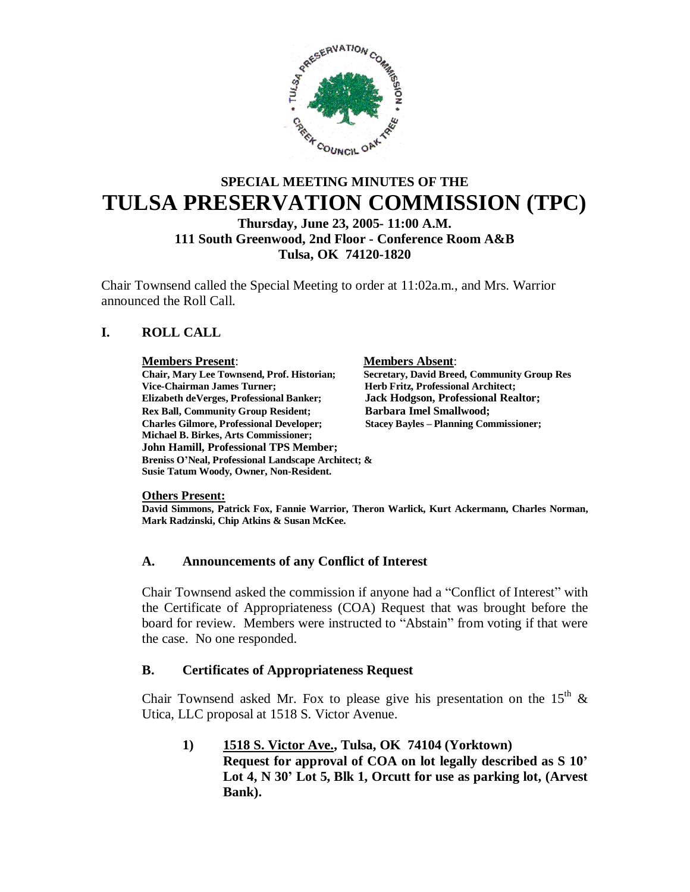# SPECIAL MEETING MINUTES OF THE TULSA PRESERVATION COMMISSION (TPC)

**Thursday, June 23, 2005- 11:00 A.M.**
**111 South Greenwood, 2nd Floor - Conference Room A&B**
**Tulsa, OK 74120-1820**

Chair Townsend called the Special Meeting to order at 11:02a.m., and Mrs. Warrior announced the Roll Call.

## I. ROLL CALL

| **Members Present**: | **Members Absent**: |
|---|---|
| **Chair, Mary Lee Townsend, Prof. Historian;** | **Secretary, David Breed, Community Group Res** |
| **Vice-Chairman James Turner;** | **Herb Fritz, Professional Architect;** |
| **Elizabeth deVerges, Professional Banker;** | **Jack Hodgson, Professional Realtor;** |
| **Rex Ball, Community Group Resident;** | **Barbara Imel Smallwood;** |
| **Charles Gilmore, Professional Developer;** | **Stacey Bayles – Planning Commissioner;** |
| **Michael B. Birkes, Arts Commissioner;** | |
| **John Hamill, Professional TPS Member;** | |
| **Breniss O'Neal, Professional Landscape Architect; &** | |
| **Susie Tatum Woody, Owner, Non-Resident.** | |

**Others Present:**
**David Simmons, Patrick Fox, Fannie Warrior, Theron Warlick, Kurt Ackermann, Charles Norman, Mark Radzinski, Chip Atkins & Susan McKee.**

### A. Announcements of any Conflict of Interest

Chair Townsend asked the commission if anyone had a "Conflict of Interest" with the Certificate of Appropriateness (COA) Request that was brought before the board for review. Members were instructed to "Abstain" from voting if that were the case. No one responded.

### B. Certificates of Appropriateness Request

Chair Townsend asked Mr. Fox to please give his presentation on the 15th & Utica, LLC proposal at 1518 S. Victor Avenue.

1) **<u>1518 S. Victor Ave.</u>, Tulsa, OK 74104 (Yorktown)**
**Request for approval of COA on lot legally described as S 10' Lot 4, N 30' Lot 5, Blk 1, Orcutt for use as parking lot, (Arvest Bank).**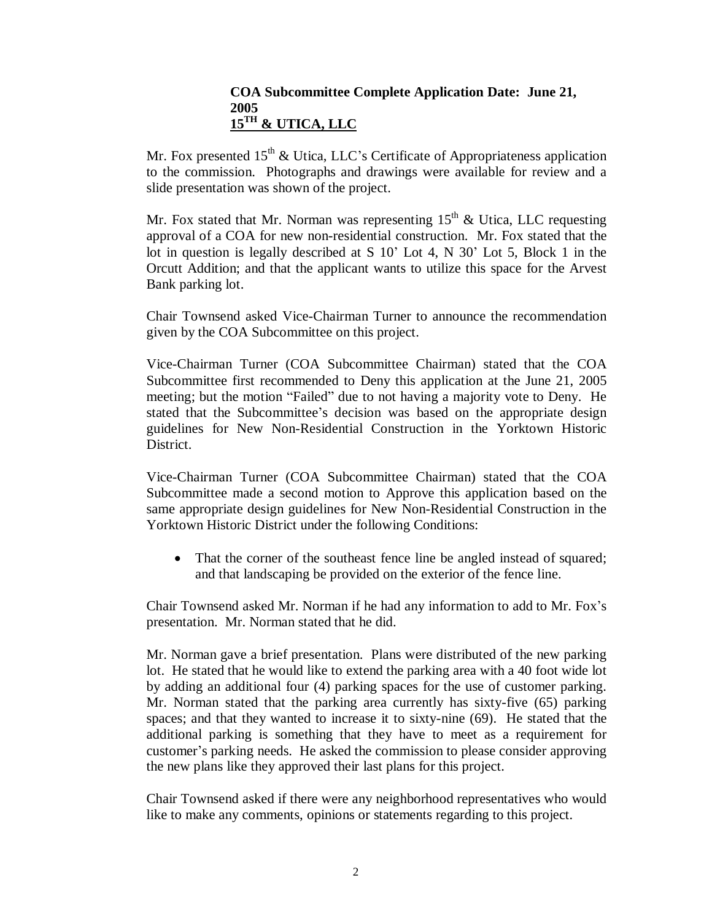**COA Subcommittee Complete Application Date: June 21, 2005**
**15TH & UTICA, LLC**

Mr. Fox presented 15th & Utica, LLC's Certificate of Appropriateness application to the commission. Photographs and drawings were available for review and a slide presentation was shown of the project.

Mr. Fox stated that Mr. Norman was representing 15th & Utica, LLC requesting approval of a COA for new non-residential construction. Mr. Fox stated that the lot in question is legally described at S 10' Lot 4, N 30' Lot 5, Block 1 in the Orcutt Addition; and that the applicant wants to utilize this space for the Arvest Bank parking lot.

Chair Townsend asked Vice-Chairman Turner to announce the recommendation given by the COA Subcommittee on this project.

Vice-Chairman Turner (COA Subcommittee Chairman) stated that the COA Subcommittee first recommended to Deny this application at the June 21, 2005 meeting; but the motion "Failed" due to not having a majority vote to Deny. He stated that the Subcommittee's decision was based on the appropriate design guidelines for New Non-Residential Construction in the Yorktown Historic District.

Vice-Chairman Turner (COA Subcommittee Chairman) stated that the COA Subcommittee made a second motion to Approve this application based on the same appropriate design guidelines for New Non-Residential Construction in the Yorktown Historic District under the following Conditions:

- That the corner of the southeast fence line be angled instead of squared; and that landscaping be provided on the exterior of the fence line.

Chair Townsend asked Mr. Norman if he had any information to add to Mr. Fox's presentation. Mr. Norman stated that he did.

Mr. Norman gave a brief presentation. Plans were distributed of the new parking lot. He stated that he would like to extend the parking area with a 40 foot wide lot by adding an additional four (4) parking spaces for the use of customer parking. Mr. Norman stated that the parking area currently has sixty-five (65) parking spaces; and that they wanted to increase it to sixty-nine (69). He stated that the additional parking is something that they have to meet as a requirement for customer's parking needs. He asked the commission to please consider approving the new plans like they approved their last plans for this project.

Chair Townsend asked if there were any neighborhood representatives who would like to make any comments, opinions or statements regarding to this project.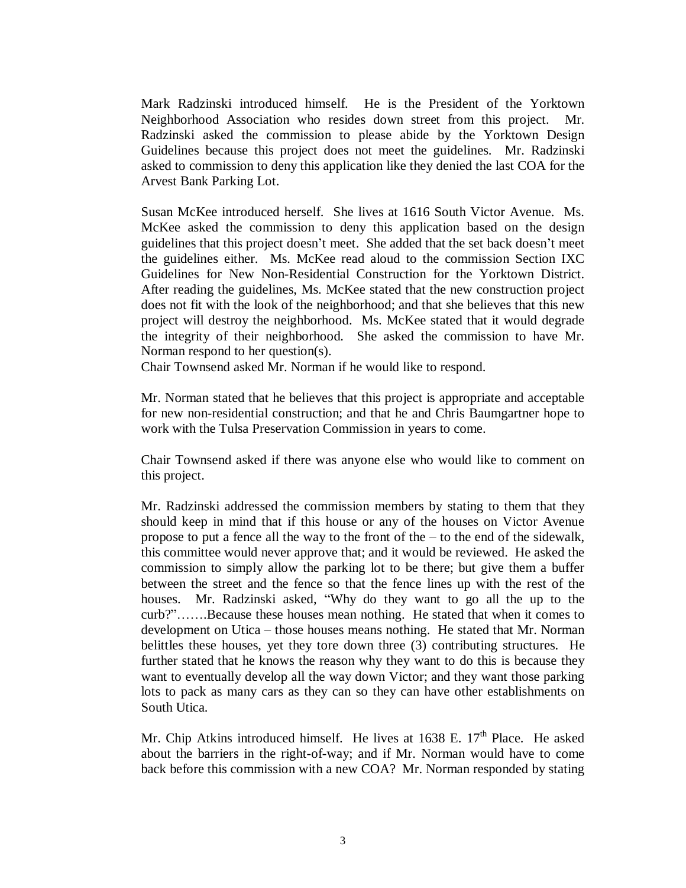Mark Radzinski introduced himself. He is the President of the Yorktown Neighborhood Association who resides down street from this project. Mr. Radzinski asked the commission to please abide by the Yorktown Design Guidelines because this project does not meet the guidelines. Mr. Radzinski asked to commission to deny this application like they denied the last COA for the Arvest Bank Parking Lot.

Susan McKee introduced herself. She lives at 1616 South Victor Avenue. Ms. McKee asked the commission to deny this application based on the design guidelines that this project doesn't meet. She added that the set back doesn't meet the guidelines either. Ms. McKee read aloud to the commission Section IXC Guidelines for New Non-Residential Construction for the Yorktown District. After reading the guidelines, Ms. McKee stated that the new construction project does not fit with the look of the neighborhood; and that she believes that this new project will destroy the neighborhood. Ms. McKee stated that it would degrade the integrity of their neighborhood. She asked the commission to have Mr. Norman respond to her question(s).
Chair Townsend asked Mr. Norman if he would like to respond.

Mr. Norman stated that he believes that this project is appropriate and acceptable for new non-residential construction; and that he and Chris Baumgartner hope to work with the Tulsa Preservation Commission in years to come.

Chair Townsend asked if there was anyone else who would like to comment on this project.

Mr. Radzinski addressed the commission members by stating to them that they should keep in mind that if this house or any of the houses on Victor Avenue propose to put a fence all the way to the front of the – to the end of the sidewalk, this committee would never approve that; and it would be reviewed. He asked the commission to simply allow the parking lot to be there; but give them a buffer between the street and the fence so that the fence lines up with the rest of the houses. Mr. Radzinski asked, "Why do they want to go all the up to the curb?"…….Because these houses mean nothing. He stated that when it comes to development on Utica – those houses means nothing. He stated that Mr. Norman belittles these houses, yet they tore down three (3) contributing structures. He further stated that he knows the reason why they want to do this is because they want to eventually develop all the way down Victor; and they want those parking lots to pack as many cars as they can so they can have other establishments on South Utica.

Mr. Chip Atkins introduced himself. He lives at 1638 E. 17th Place. He asked about the barriers in the right-of-way; and if Mr. Norman would have to come back before this commission with a new COA? Mr. Norman responded by stating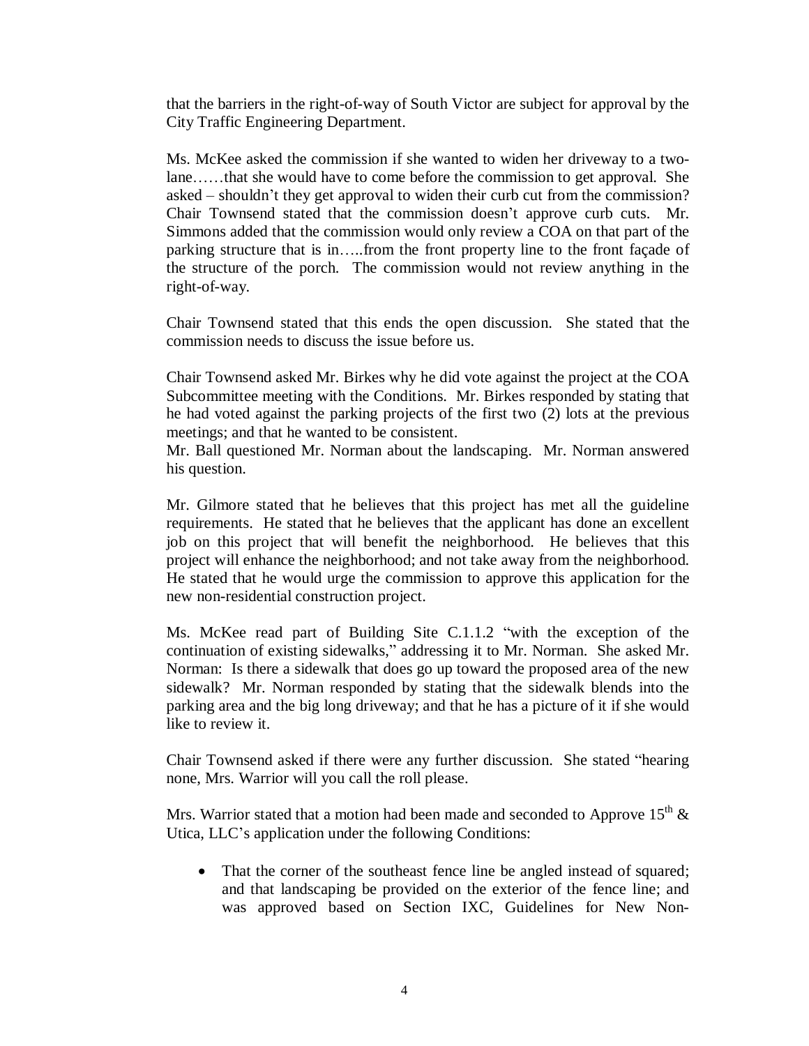that the barriers in the right-of-way of South Victor are subject for approval by the City Traffic Engineering Department.

Ms. McKee asked the commission if she wanted to widen her driveway to a two-lane……that she would have to come before the commission to get approval. She asked – shouldn't they get approval to widen their curb cut from the commission? Chair Townsend stated that the commission doesn't approve curb cuts. Mr. Simmons added that the commission would only review a COA on that part of the parking structure that is in…..from the front property line to the front façade of the structure of the porch. The commission would not review anything in the right-of-way.

Chair Townsend stated that this ends the open discussion. She stated that the commission needs to discuss the issue before us.

Chair Townsend asked Mr. Birkes why he did vote against the project at the COA Subcommittee meeting with the Conditions. Mr. Birkes responded by stating that he had voted against the parking projects of the first two (2) lots at the previous meetings; and that he wanted to be consistent.
Mr. Ball questioned Mr. Norman about the landscaping. Mr. Norman answered his question.

Mr. Gilmore stated that he believes that this project has met all the guideline requirements. He stated that he believes that the applicant has done an excellent job on this project that will benefit the neighborhood. He believes that this project will enhance the neighborhood; and not take away from the neighborhood. He stated that he would urge the commission to approve this application for the new non-residential construction project.

Ms. McKee read part of Building Site C.1.1.2 "with the exception of the continuation of existing sidewalks," addressing it to Mr. Norman. She asked Mr. Norman: Is there a sidewalk that does go up toward the proposed area of the new sidewalk? Mr. Norman responded by stating that the sidewalk blends into the parking area and the big long driveway; and that he has a picture of it if she would like to review it.

Chair Townsend asked if there were any further discussion. She stated "hearing none, Mrs. Warrior will you call the roll please.

Mrs. Warrior stated that a motion had been made and seconded to Approve 15th & Utica, LLC's application under the following Conditions:

- That the corner of the southeast fence line be angled instead of squared; and that landscaping be provided on the exterior of the fence line; and was approved based on Section IXC, Guidelines for New Non-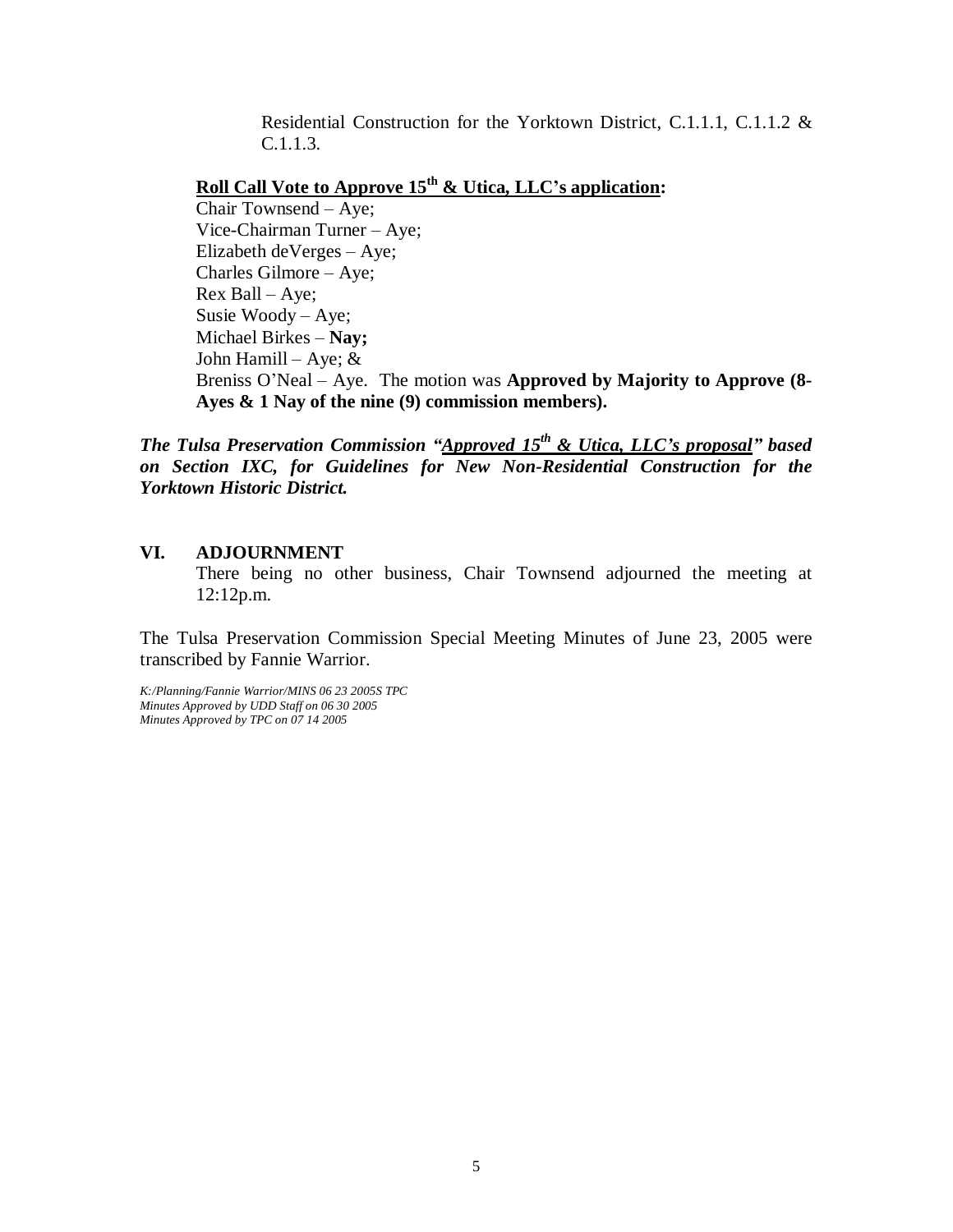Residential Construction for the Yorktown District, C.1.1.1, C.1.1.2 & C.1.1.3.

**Roll Call Vote to Approve 15th & Utica, LLC's application:**

Chair Townsend – Aye;
Vice-Chairman Turner – Aye;
Elizabeth deVerges – Aye;
Charles Gilmore – Aye;
Rex Ball – Aye;
Susie Woody – Aye;
Michael Birkes – **Nay;**
John Hamill – Aye; &
Breniss O'Neal – Aye. The motion was **Approved by Majority to Approve (8-Ayes & 1 Nay of the nine (9) commission members).**

***The Tulsa Preservation Commission "Approved 15th & Utica, LLC's proposal" based on Section IXC, for Guidelines for New Non-Residential Construction for the Yorktown Historic District.***

## VI. ADJOURNMENT

There being no other business, Chair Townsend adjourned the meeting at 12:12p.m.

The Tulsa Preservation Commission Special Meeting Minutes of June 23, 2005 were transcribed by Fannie Warrior.

*K:/Planning/Fannie Warrior/MINS 06 23 2005S TPC*
*Minutes Approved by UDD Staff on 06 30 2005*
*Minutes Approved by TPC on 07 14 2005*